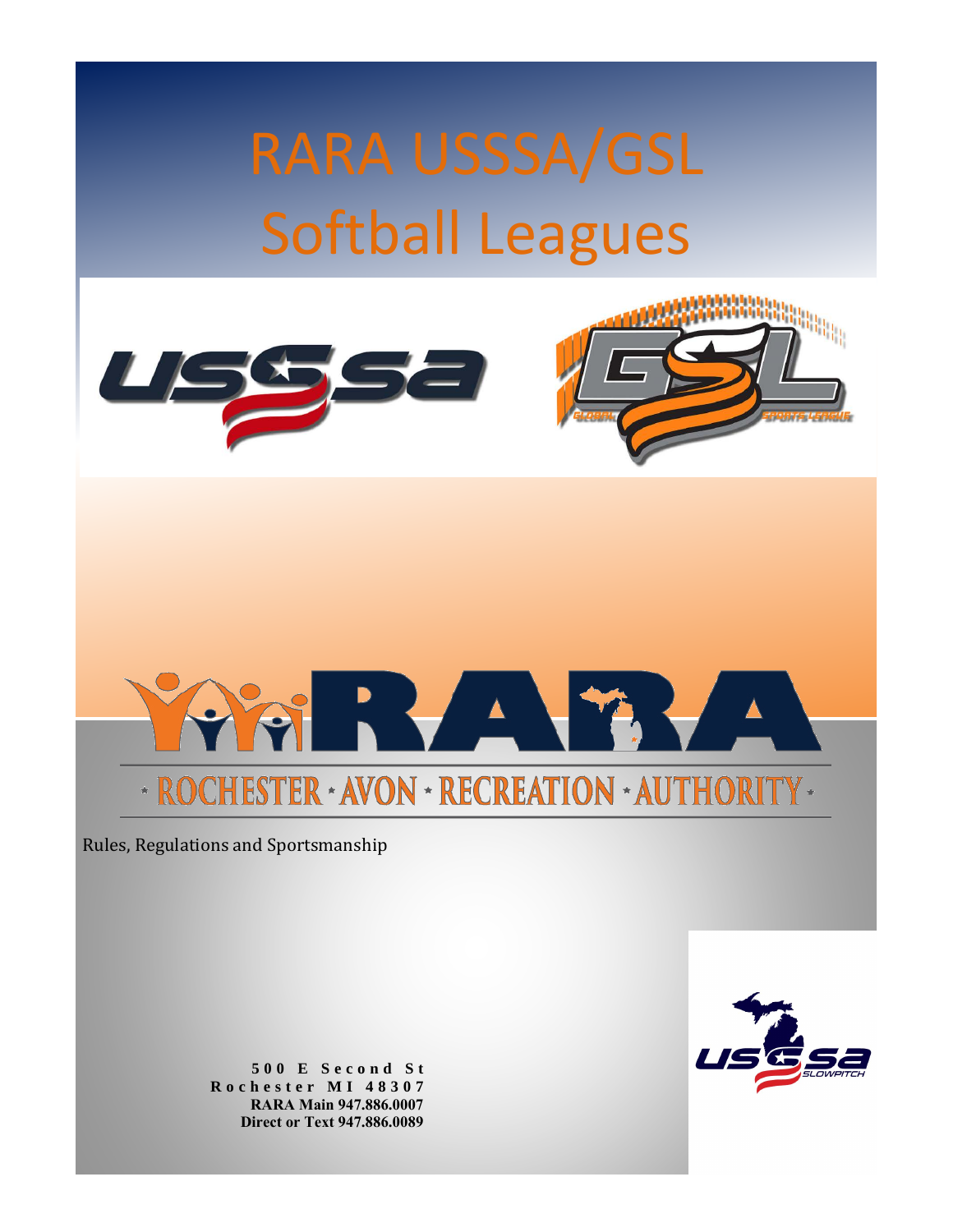# RARA USSSA/GSL Softball Leagues

ROCHESTER · AVON · RECREATION · AUTHORITY

Rules, Regulations and Sportsmanship

**500 E Second St**
**Rochester MI 48307**
**RARA Main 947.886.0007**
**Direct or Text 947.886.0089**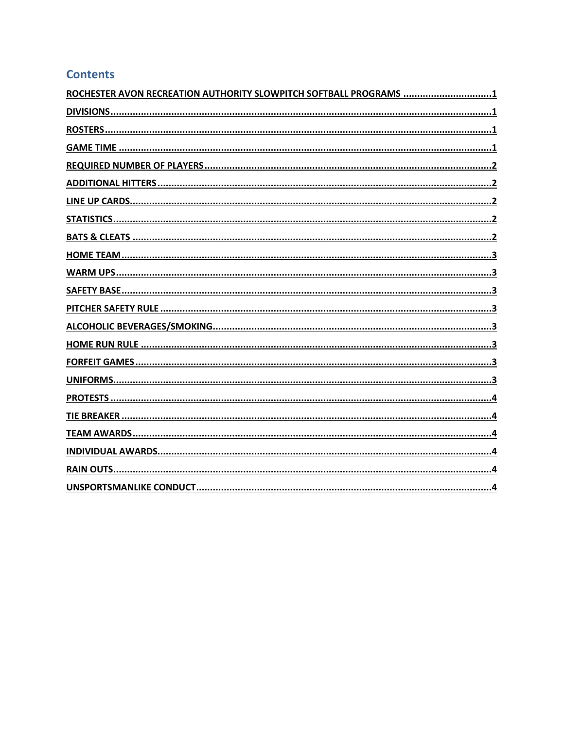## Contents

ROCHESTER AVON RECREATION AUTHORITY SLOWPITCH SOFTBALL PROGRAMS ................................1

DIVISIONS.........................................................................................................................................1

ROSTERS...........................................................................................................................................1

GAME TIME .......................................................................................................................................1

REQUIRED NUMBER OF PLAYERS.......................................................................................................2

ADDITIONAL HITTERS........................................................................................................................2

LINE UP CARDS..................................................................................................................................2

STATISTICS........................................................................................................................................2

BATS & CLEATS .................................................................................................................................2

HOME TEAM.....................................................................................................................................3

WARM UPS.......................................................................................................................................3

SAFETY BASE.....................................................................................................................................3

PITCHER SAFETY RULE .......................................................................................................................3

ALCOHOLIC BEVERAGES/SMOKING....................................................................................................3

HOME RUN RULE ..............................................................................................................................3

FORFEIT GAMES................................................................................................................................3

UNIFORMS........................................................................................................................................3

PROTESTS .........................................................................................................................................4

TIE BREAKER .....................................................................................................................................4

TEAM AWARDS.................................................................................................................................4

INDIVIDUAL AWARDS........................................................................................................................4

RAIN OUTS........................................................................................................................................4

UNSPORTSMANLIKE CONDUCT..........................................................................................................4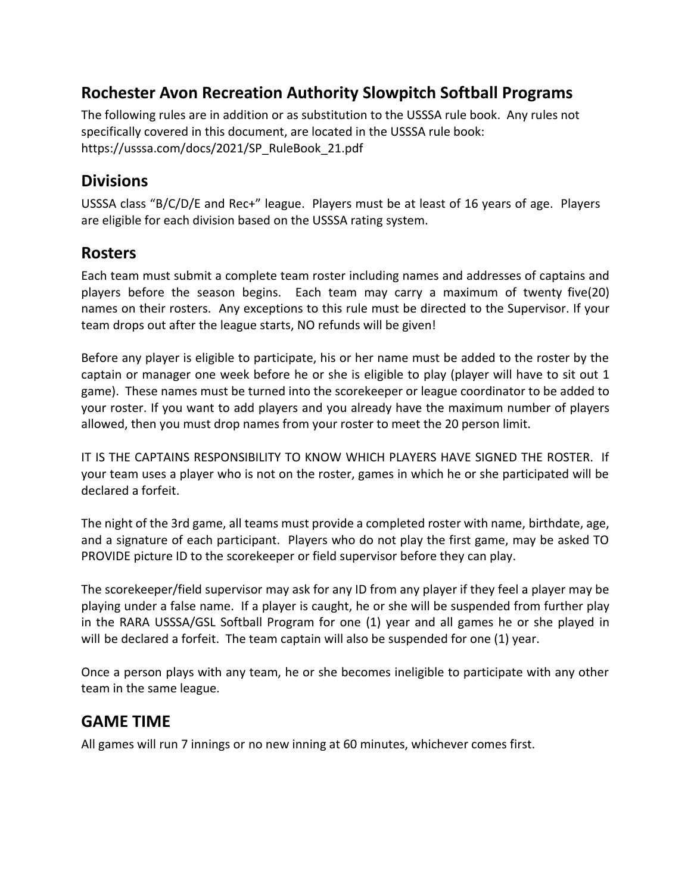## Rochester Avon Recreation Authority Slowpitch Softball Programs

The following rules are in addition or as substitution to the USSSA rule book. Any rules not specifically covered in this document, are located in the USSSA rule book: https://usssa.com/docs/2021/SP_RuleBook_21.pdf

## Divisions

USSSA class "B/C/D/E and Rec+" league. Players must be at least of 16 years of age. Players are eligible for each division based on the USSSA rating system.

## Rosters

Each team must submit a complete team roster including names and addresses of captains and players before the season begins. Each team may carry a maximum of twenty five(20) names on their rosters. Any exceptions to this rule must be directed to the Supervisor. If your team drops out after the league starts, NO refunds will be given!

Before any player is eligible to participate, his or her name must be added to the roster by the captain or manager one week before he or she is eligible to play (player will have to sit out 1 game). These names must be turned into the scorekeeper or league coordinator to be added to your roster. If you want to add players and you already have the maximum number of players allowed, then you must drop names from your roster to meet the 20 person limit.

IT IS THE CAPTAINS RESPONSIBILITY TO KNOW WHICH PLAYERS HAVE SIGNED THE ROSTER. If your team uses a player who is not on the roster, games in which he or she participated will be declared a forfeit.

The night of the 3rd game, all teams must provide a completed roster with name, birthdate, age, and a signature of each participant. Players who do not play the first game, may be asked TO PROVIDE picture ID to the scorekeeper or field supervisor before they can play.

The scorekeeper/field supervisor may ask for any ID from any player if they feel a player may be playing under a false name. If a player is caught, he or she will be suspended from further play in the RARA USSSA/GSL Softball Program for one (1) year and all games he or she played in will be declared a forfeit. The team captain will also be suspended for one (1) year.

Once a person plays with any team, he or she becomes ineligible to participate with any other team in the same league.

## GAME TIME

All games will run 7 innings or no new inning at 60 minutes, whichever comes first.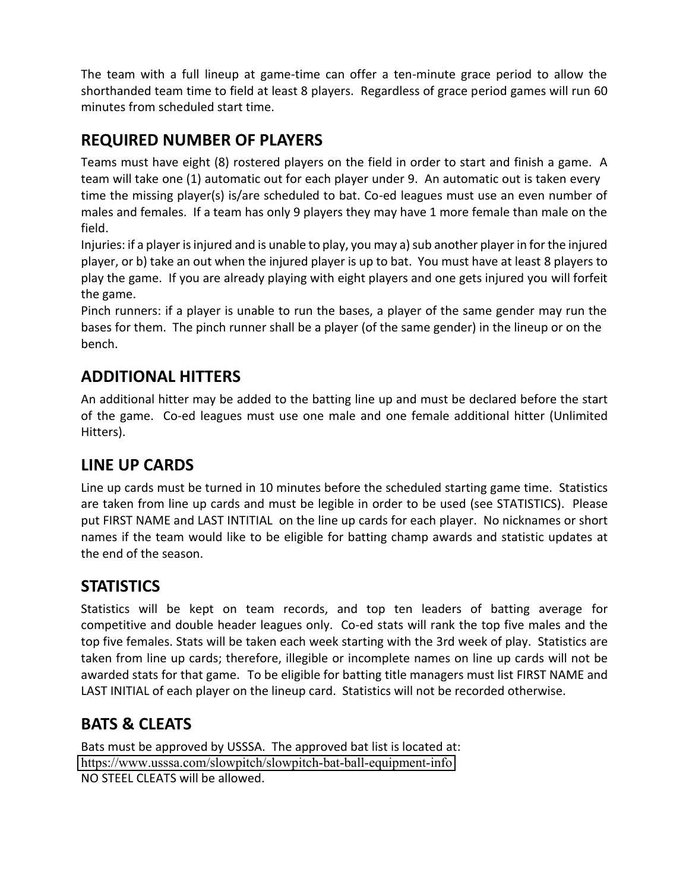The team with a full lineup at game-time can offer a ten-minute grace period to allow the shorthanded team time to field at least 8 players. Regardless of grace period games will run 60 minutes from scheduled start time.

## REQUIRED NUMBER OF PLAYERS

Teams must have eight (8) rostered players on the field in order to start and finish a game. A team will take one (1) automatic out for each player under 9. An automatic out is taken every time the missing player(s) is/are scheduled to bat. Co-ed leagues must use an even number of males and females. If a team has only 9 players they may have 1 more female than male on the field.

Injuries: if a player is injured and is unable to play, you may a) sub another player in for the injured player, or b) take an out when the injured player is up to bat. You must have at least 8 players to play the game. If you are already playing with eight players and one gets injured you will forfeit the game.

Pinch runners: if a player is unable to run the bases, a player of the same gender may run the bases for them. The pinch runner shall be a player (of the same gender) in the lineup or on the bench.

## ADDITIONAL HITTERS

An additional hitter may be added to the batting line up and must be declared before the start of the game. Co-ed leagues must use one male and one female additional hitter (Unlimited Hitters).

## LINE UP CARDS

Line up cards must be turned in 10 minutes before the scheduled starting game time. Statistics are taken from line up cards and must be legible in order to be used (see STATISTICS). Please put FIRST NAME and LAST INTITIAL on the line up cards for each player. No nicknames or short names if the team would like to be eligible for batting champ awards and statistic updates at the end of the season.

## STATISTICS

Statistics will be kept on team records, and top ten leaders of batting average for competitive and double header leagues only. Co-ed stats will rank the top five males and the top five females. Stats will be taken each week starting with the 3rd week of play. Statistics are taken from line up cards; therefore, illegible or incomplete names on line up cards will not be awarded stats for that game. To be eligible for batting title managers must list FIRST NAME and LAST INITIAL of each player on the lineup card. Statistics will not be recorded otherwise.

## BATS & CLEATS

Bats must be approved by USSSA. The approved bat list is located at:
https://www.usssa.com/slowpitch/slowpitch-bat-ball-equipment-info
NO STEEL CLEATS will be allowed.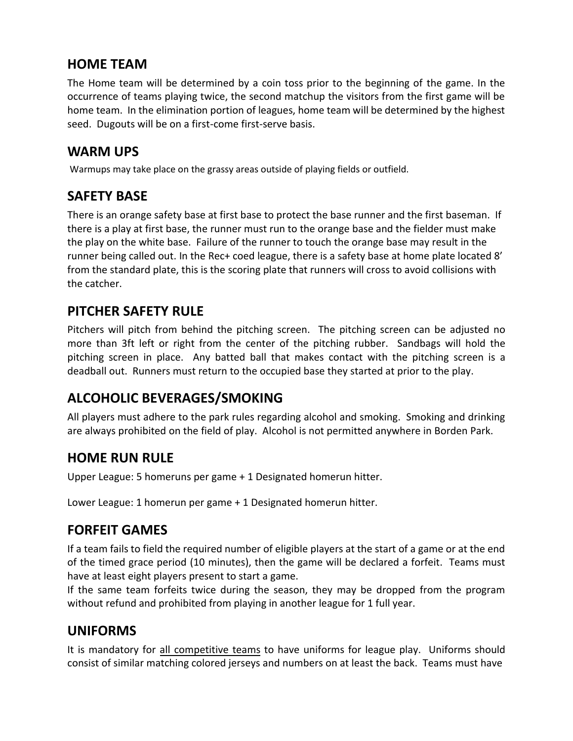## HOME TEAM

The Home team will be determined by a coin toss prior to the beginning of the game. In the occurrence of teams playing twice, the second matchup the visitors from the first game will be home team. In the elimination portion of leagues, home team will be determined by the highest seed. Dugouts will be on a first-come first-serve basis.

## WARM UPS

Warmups may take place on the grassy areas outside of playing fields or outfield.

## SAFETY BASE

There is an orange safety base at first base to protect the base runner and the first baseman. If there is a play at first base, the runner must run to the orange base and the fielder must make the play on the white base. Failure of the runner to touch the orange base may result in the runner being called out. In the Rec+ coed league, there is a safety base at home plate located 8' from the standard plate, this is the scoring plate that runners will cross to avoid collisions with the catcher.

## PITCHER SAFETY RULE

Pitchers will pitch from behind the pitching screen. The pitching screen can be adjusted no more than 3ft left or right from the center of the pitching rubber. Sandbags will hold the pitching screen in place. Any batted ball that makes contact with the pitching screen is a deadball out. Runners must return to the occupied base they started at prior to the play.

## ALCOHOLIC BEVERAGES/SMOKING

All players must adhere to the park rules regarding alcohol and smoking. Smoking and drinking are always prohibited on the field of play. Alcohol is not permitted anywhere in Borden Park.

## HOME RUN RULE

Upper League: 5 homeruns per game + 1 Designated homerun hitter.

Lower League: 1 homerun per game + 1 Designated homerun hitter.

## FORFEIT GAMES

If a team fails to field the required number of eligible players at the start of a game or at the end of the timed grace period (10 minutes), then the game will be declared a forfeit. Teams must have at least eight players present to start a game.

If the same team forfeits twice during the season, they may be dropped from the program without refund and prohibited from playing in another league for 1 full year.

## UNIFORMS

It is mandatory for all competitive teams to have uniforms for league play. Uniforms should consist of similar matching colored jerseys and numbers on at least the back. Teams must have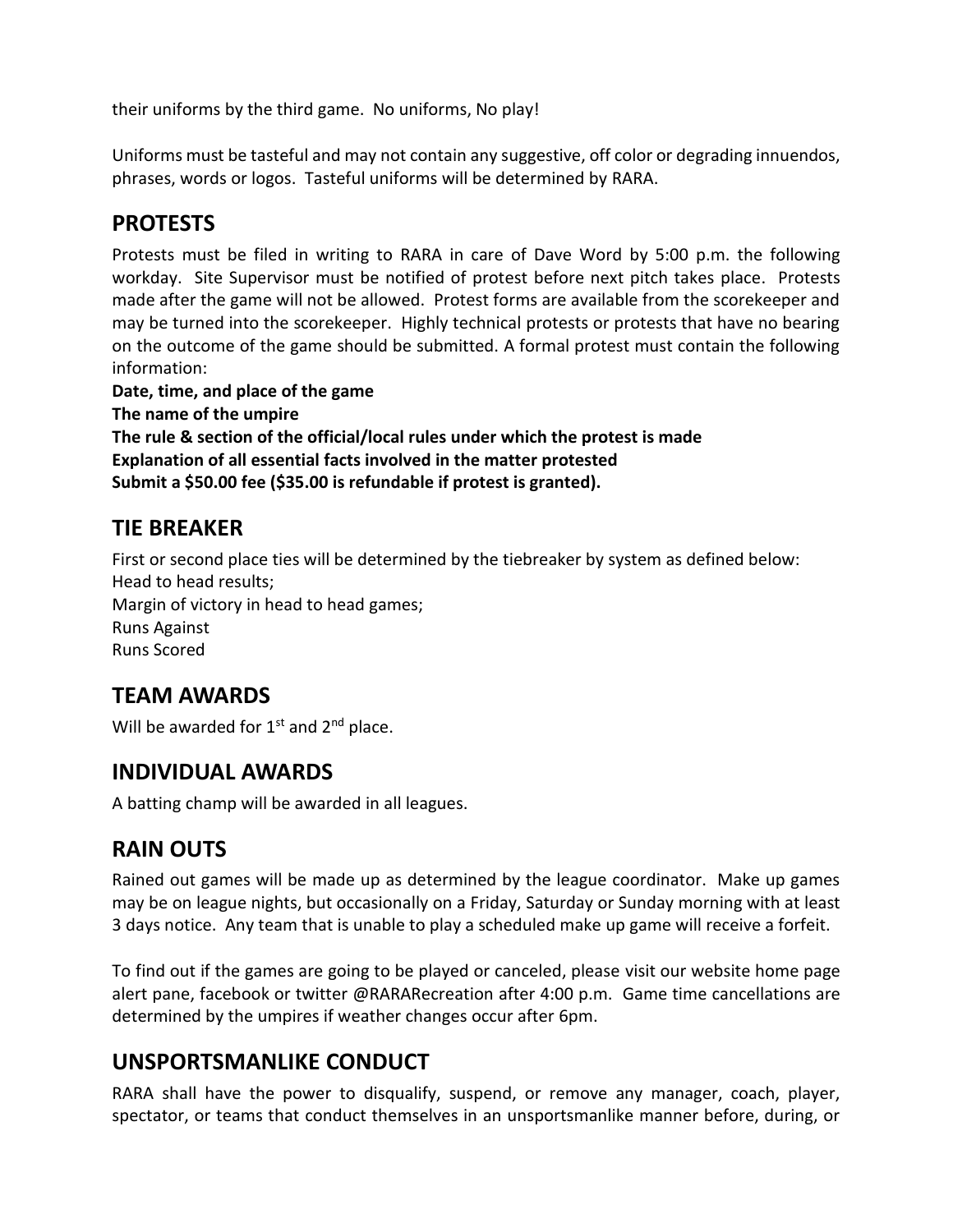their uniforms by the third game. No uniforms, No play!

Uniforms must be tasteful and may not contain any suggestive, off color or degrading innuendos, phrases, words or logos. Tasteful uniforms will be determined by RARA.

## PROTESTS

Protests must be filed in writing to RARA in care of Dave Word by 5:00 p.m. the following workday. Site Supervisor must be notified of protest before next pitch takes place. Protests made after the game will not be allowed. Protest forms are available from the scorekeeper and may be turned into the scorekeeper. Highly technical protests or protests that have no bearing on the outcome of the game should be submitted. A formal protest must contain the following information:

**Date, time, and place of the game**
**The name of the umpire**
**The rule & section of the official/local rules under which the protest is made**
**Explanation of all essential facts involved in the matter protested**
**Submit a $50.00 fee ($35.00 is refundable if protest is granted).**

## TIE BREAKER

First or second place ties will be determined by the tiebreaker by system as defined below:
Head to head results;
Margin of victory in head to head games;
Runs Against
Runs Scored

## TEAM AWARDS

Will be awarded for 1st and 2nd place.

## INDIVIDUAL AWARDS

A batting champ will be awarded in all leagues.

## RAIN OUTS

Rained out games will be made up as determined by the league coordinator. Make up games may be on league nights, but occasionally on a Friday, Saturday or Sunday morning with at least 3 days notice. Any team that is unable to play a scheduled make up game will receive a forfeit.

To find out if the games are going to be played or canceled, please visit our website home page alert pane, facebook or twitter @RARARecreation after 4:00 p.m. Game time cancellations are determined by the umpires if weather changes occur after 6pm.

## UNSPORTSMANLIKE CONDUCT

RARA shall have the power to disqualify, suspend, or remove any manager, coach, player, spectator, or teams that conduct themselves in an unsportsmanlike manner before, during, or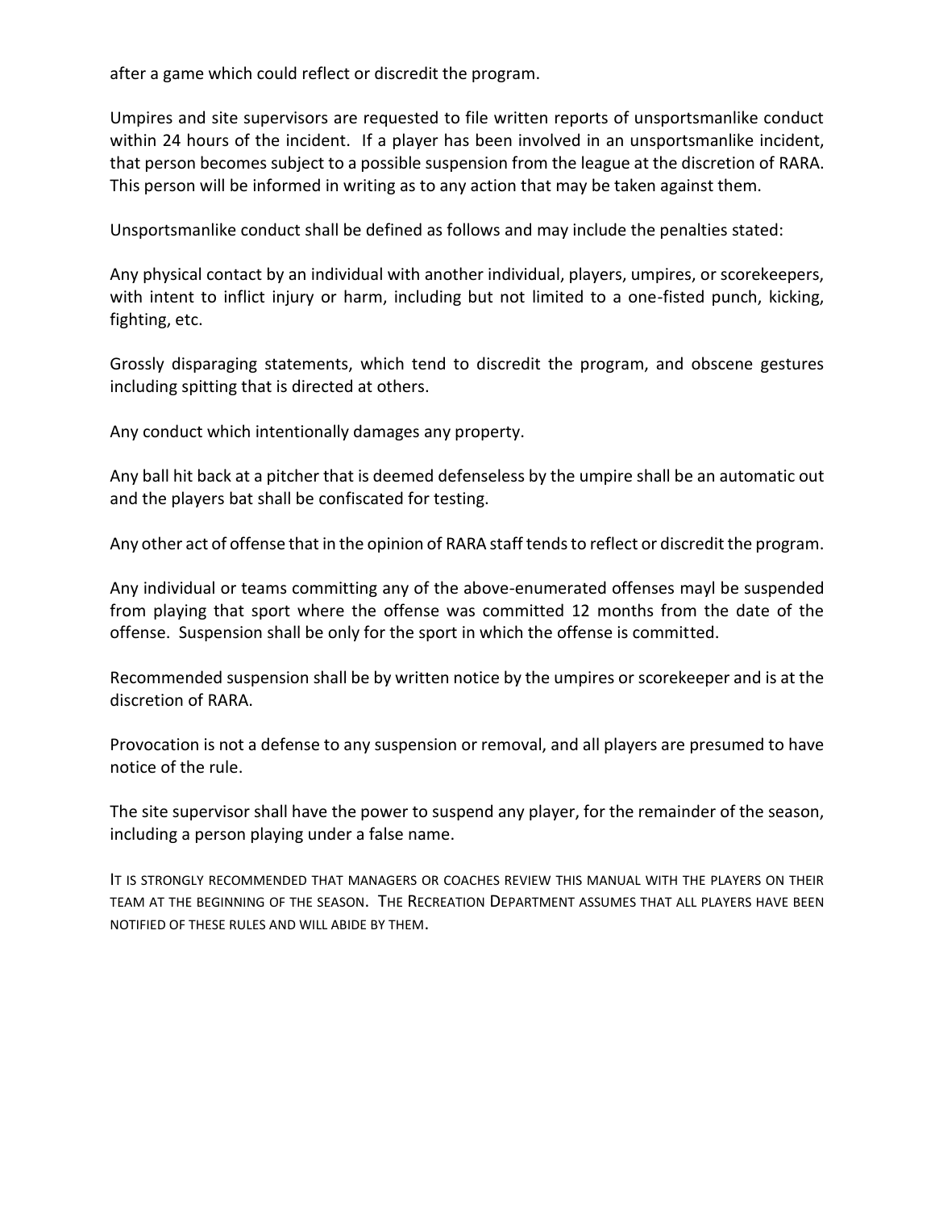after a game which could reflect or discredit the program.

Umpires and site supervisors are requested to file written reports of unsportsmanlike conduct within 24 hours of the incident. If a player has been involved in an unsportsmanlike incident, that person becomes subject to a possible suspension from the league at the discretion of RARA. This person will be informed in writing as to any action that may be taken against them.

Unsportsmanlike conduct shall be defined as follows and may include the penalties stated:

Any physical contact by an individual with another individual, players, umpires, or scorekeepers, with intent to inflict injury or harm, including but not limited to a one-fisted punch, kicking, fighting, etc.

Grossly disparaging statements, which tend to discredit the program, and obscene gestures including spitting that is directed at others.

Any conduct which intentionally damages any property.

Any ball hit back at a pitcher that is deemed defenseless by the umpire shall be an automatic out and the players bat shall be confiscated for testing.

Any other act of offense that in the opinion of RARA staff tends to reflect or discredit the program.

Any individual or teams committing any of the above-enumerated offenses mayl be suspended from playing that sport where the offense was committed 12 months from the date of the offense. Suspension shall be only for the sport in which the offense is committed.

Recommended suspension shall be by written notice by the umpires or scorekeeper and is at the discretion of RARA.

Provocation is not a defense to any suspension or removal, and all players are presumed to have notice of the rule.

The site supervisor shall have the power to suspend any player, for the remainder of the season, including a person playing under a false name.

IT IS STRONGLY RECOMMENDED THAT MANAGERS OR COACHES REVIEW THIS MANUAL WITH THE PLAYERS ON THEIR TEAM AT THE BEGINNING OF THE SEASON. THE RECREATION DEPARTMENT ASSUMES THAT ALL PLAYERS HAVE BEEN NOTIFIED OF THESE RULES AND WILL ABIDE BY THEM.